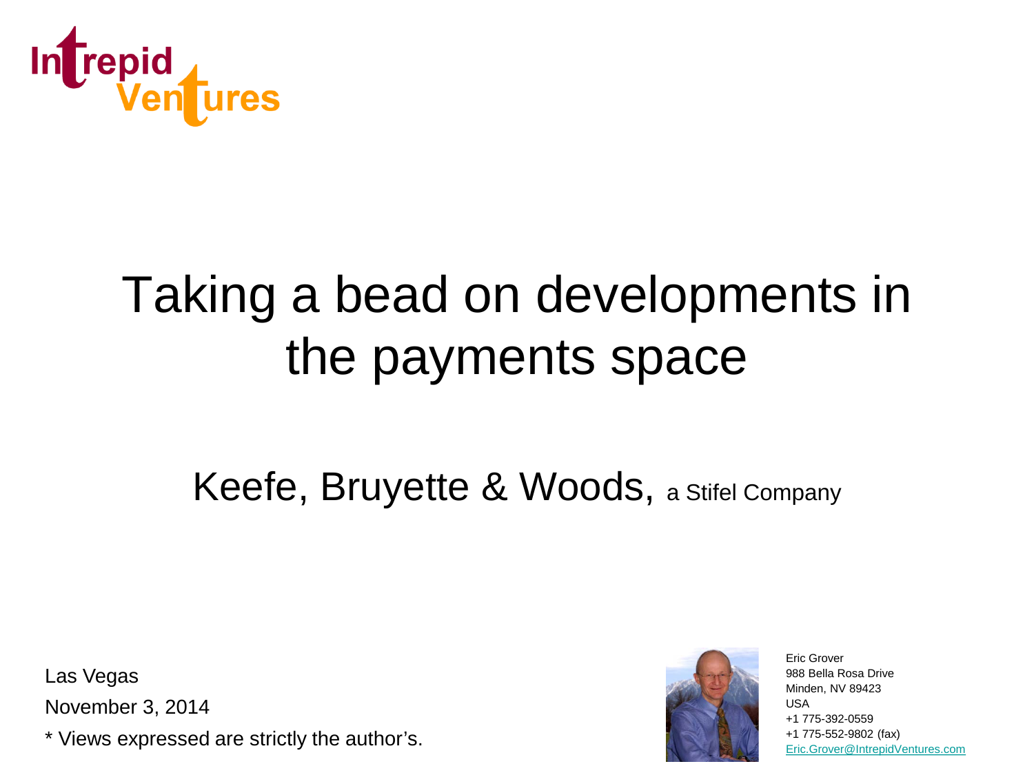Intrepid Ventures

# Taking a bead on developments in the payments space

## Keefe, Bruyette & Woods, a Stifel Company

Las Vegas

November 3, 2014

* Views expressed are strictly the author's.

Eric Grover
988 Bella Rosa Drive
Minden, NV 89423
USA
+1 775-392-0559
+1 775-552-9802 (fax)
Eric.Grover@IntrepidVentures.com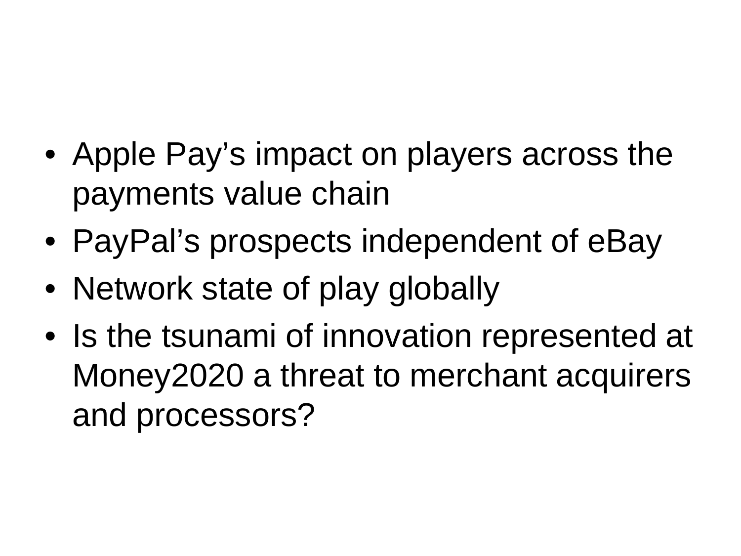- Apple Pay’s impact on players across the payments value chain
- PayPal’s prospects independent of eBay
- Network state of play globally
- Is the tsunami of innovation represented at Money2020 a threat to merchant acquirers and processors?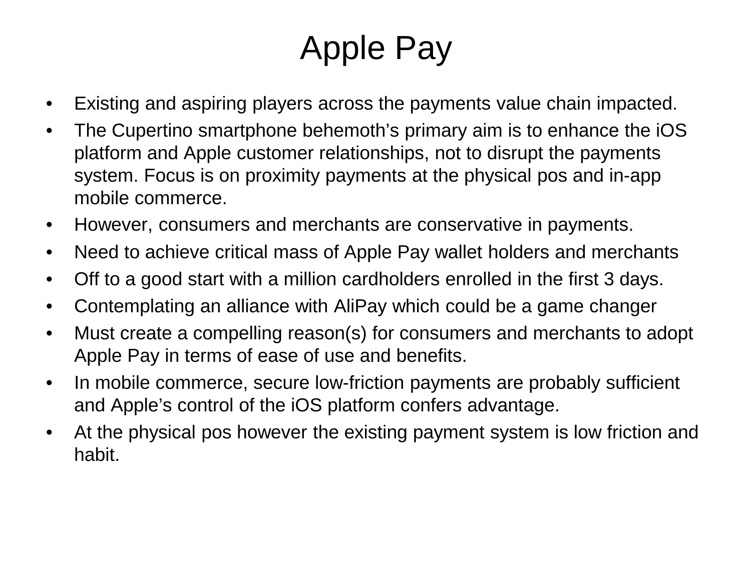# Apple Pay

- Existing and aspiring players across the payments value chain impacted.
- The Cupertino smartphone behemoth's primary aim is to enhance the iOS platform and Apple customer relationships, not to disrupt the payments system. Focus is on proximity payments at the physical pos and in-app mobile commerce.
- However, consumers and merchants are conservative in payments.
- Need to achieve critical mass of Apple Pay wallet holders and merchants
- Off to a good start with a million cardholders enrolled in the first 3 days.
- Contemplating an alliance with AliPay which could be a game changer
- Must create a compelling reason(s) for consumers and merchants to adopt Apple Pay in terms of ease of use and benefits.
- In mobile commerce, secure low-friction payments are probably sufficient and Apple's control of the iOS platform confers advantage.
- At the physical pos however the existing payment system is low friction and habit.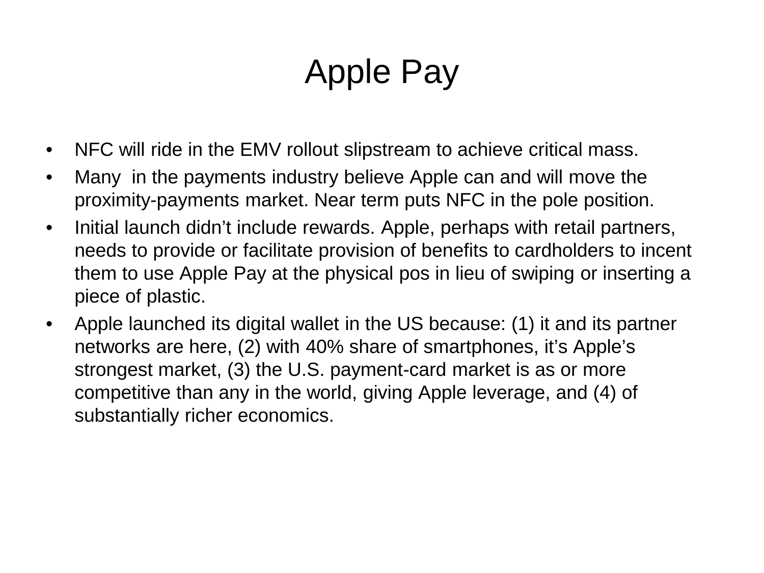# Apple Pay

- NFC will ride in the EMV rollout slipstream to achieve critical mass.
- Many in the payments industry believe Apple can and will move the proximity-payments market. Near term puts NFC in the pole position.
- Initial launch didn't include rewards. Apple, perhaps with retail partners, needs to provide or facilitate provision of benefits to cardholders to incent them to use Apple Pay at the physical pos in lieu of swiping or inserting a piece of plastic.
- Apple launched its digital wallet in the US because: (1) it and its partner networks are here, (2) with 40% share of smartphones, it's Apple's strongest market, (3) the U.S. payment-card market is as or more competitive than any in the world, giving Apple leverage, and (4) of substantially richer economics.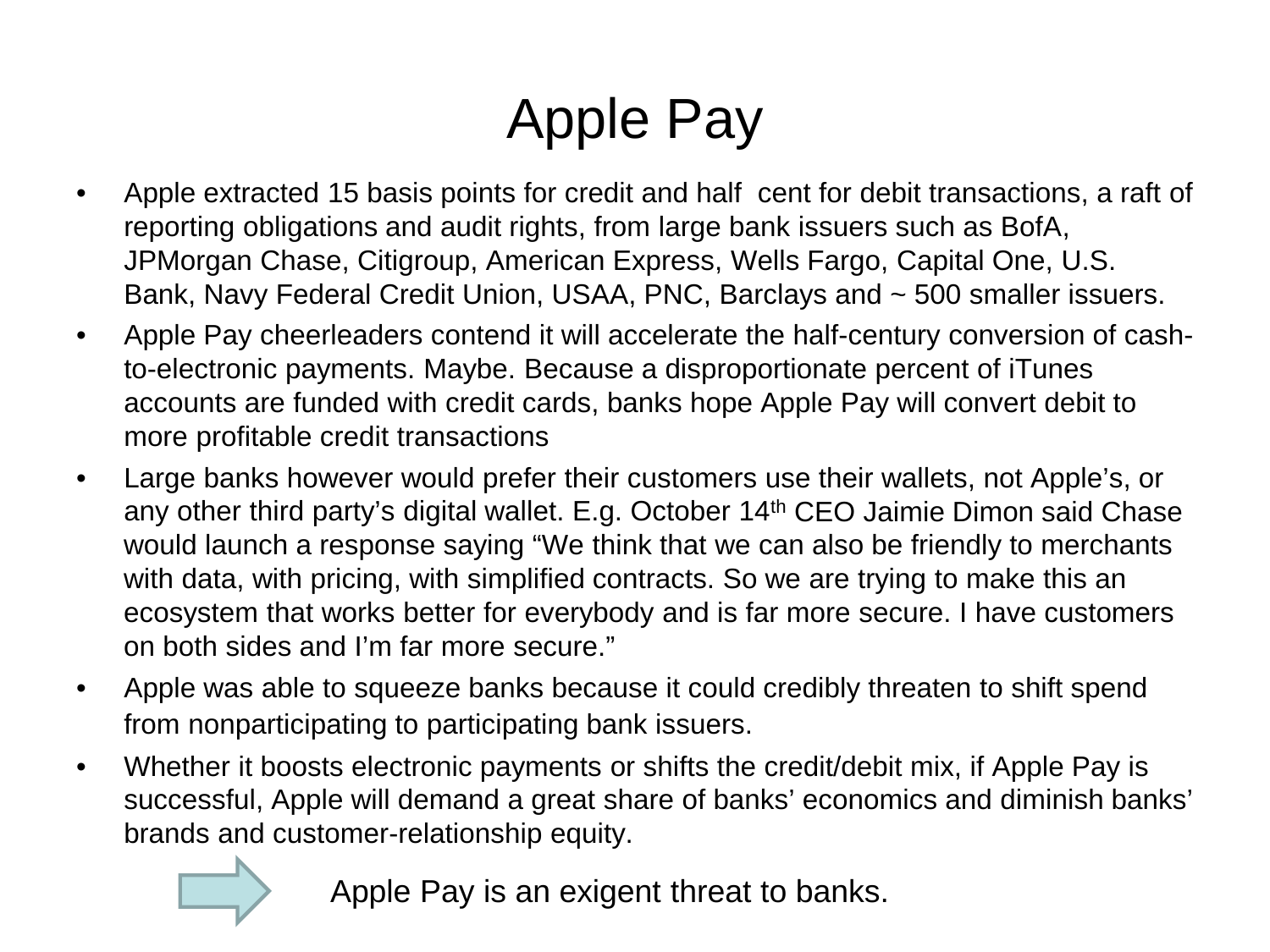# Apple Pay

- Apple extracted 15 basis points for credit and half cent for debit transactions, a raft of reporting obligations and audit rights, from large bank issuers such as BofA, JPMorgan Chase, Citigroup, American Express, Wells Fargo, Capital One, U.S. Bank, Navy Federal Credit Union, USAA, PNC, Barclays and ~ 500 smaller issuers.
- Apple Pay cheerleaders contend it will accelerate the half-century conversion of cash-to-electronic payments. Maybe. Because a disproportionate percent of iTunes accounts are funded with credit cards, banks hope Apple Pay will convert debit to more profitable credit transactions
- Large banks however would prefer their customers use their wallets, not Apple's, or any other third party's digital wallet. E.g. October 14th CEO Jaimie Dimon said Chase would launch a response saying "We think that we can also be friendly to merchants with data, with pricing, with simplified contracts. So we are trying to make this an ecosystem that works better for everybody and is far more secure. I have customers on both sides and I'm far more secure."
- Apple was able to squeeze banks because it could credibly threaten to shift spend from nonparticipating to participating bank issuers.
- Whether it boosts electronic payments or shifts the credit/debit mix, if Apple Pay is successful, Apple will demand a great share of banks' economics and diminish banks' brands and customer-relationship equity.

⇨ Apple Pay is an exigent threat to banks.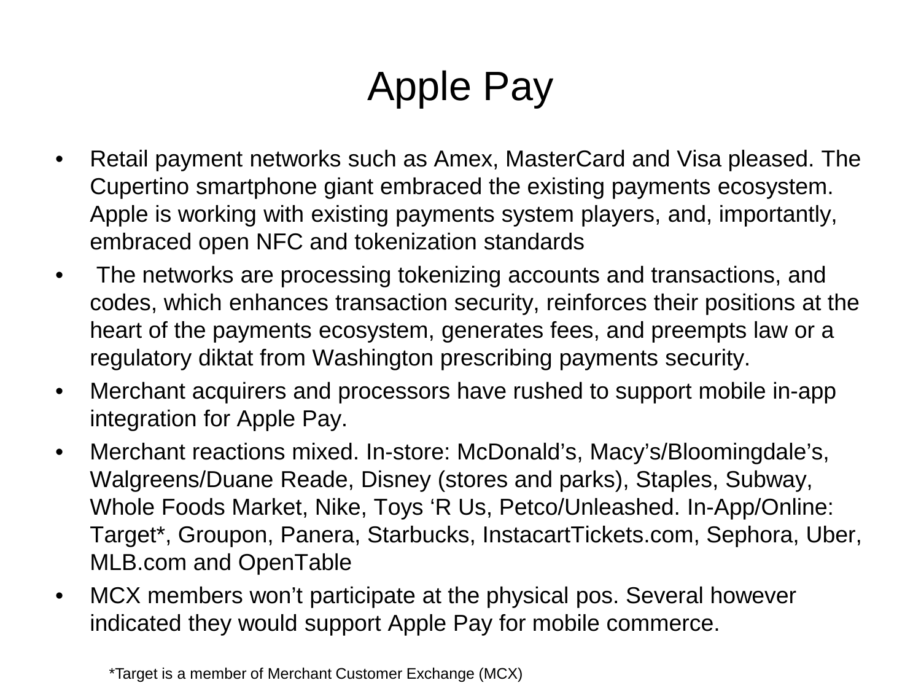# Apple Pay

- Retail payment networks such as Amex, MasterCard and Visa pleased. The Cupertino smartphone giant embraced the existing payments ecosystem. Apple is working with existing payments system players, and, importantly, embraced open NFC and tokenization standards
- The networks are processing tokenizing accounts and transactions, and codes, which enhances transaction security, reinforces their positions at the heart of the payments ecosystem, generates fees, and preempts law or a regulatory diktat from Washington prescribing payments security.
- Merchant acquirers and processors have rushed to support mobile in-app integration for Apple Pay.
- Merchant reactions mixed. In-store: McDonald's, Macy's/Bloomingdale's, Walgreens/Duane Reade, Disney (stores and parks), Staples, Subway, Whole Foods Market, Nike, Toys 'R Us, Petco/Unleashed. In-App/Online: Target*, Groupon, Panera, Starbucks, InstacartTickets.com, Sephora, Uber, MLB.com and OpenTable
- MCX members won't participate at the physical pos. Several however indicated they would support Apple Pay for mobile commerce.

*Target is a member of Merchant Customer Exchange (MCX)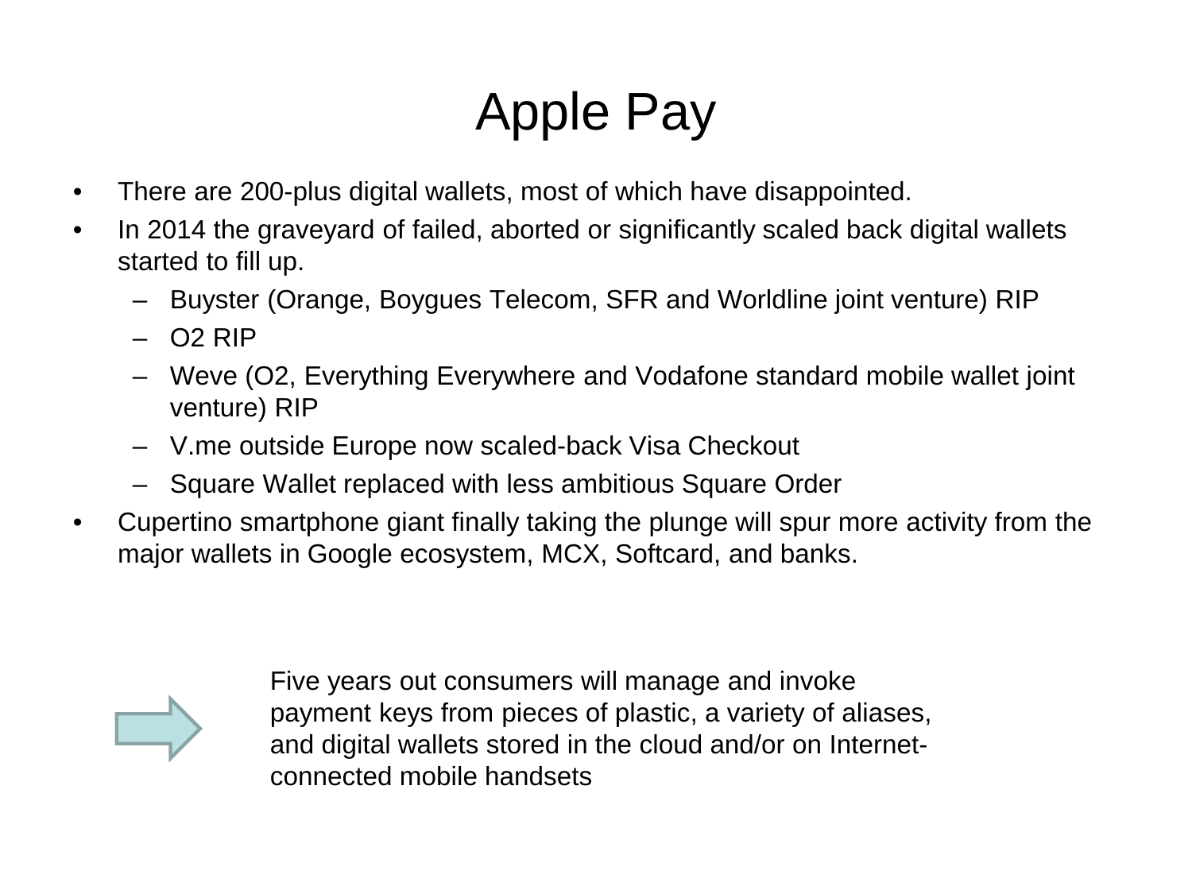# Apple Pay

- There are 200-plus digital wallets, most of which have disappointed.
- In 2014 the graveyard of failed, aborted or significantly scaled back digital wallets started to fill up.
  - Buyster (Orange, Boygues Telecom, SFR and Worldline joint venture) RIP
  - O2 RIP
  - Weve (O2, Everything Everywhere and Vodafone standard mobile wallet joint venture) RIP
  - V.me outside Europe now scaled-back Visa Checkout
  - Square Wallet replaced with less ambitious Square Order
- Cupertino smartphone giant finally taking the plunge will spur more activity from the major wallets in Google ecosystem, MCX, Softcard, and banks.

Five years out consumers will manage and invoke payment keys from pieces of plastic, a variety of aliases, and digital wallets stored in the cloud and/or on Internet-connected mobile handsets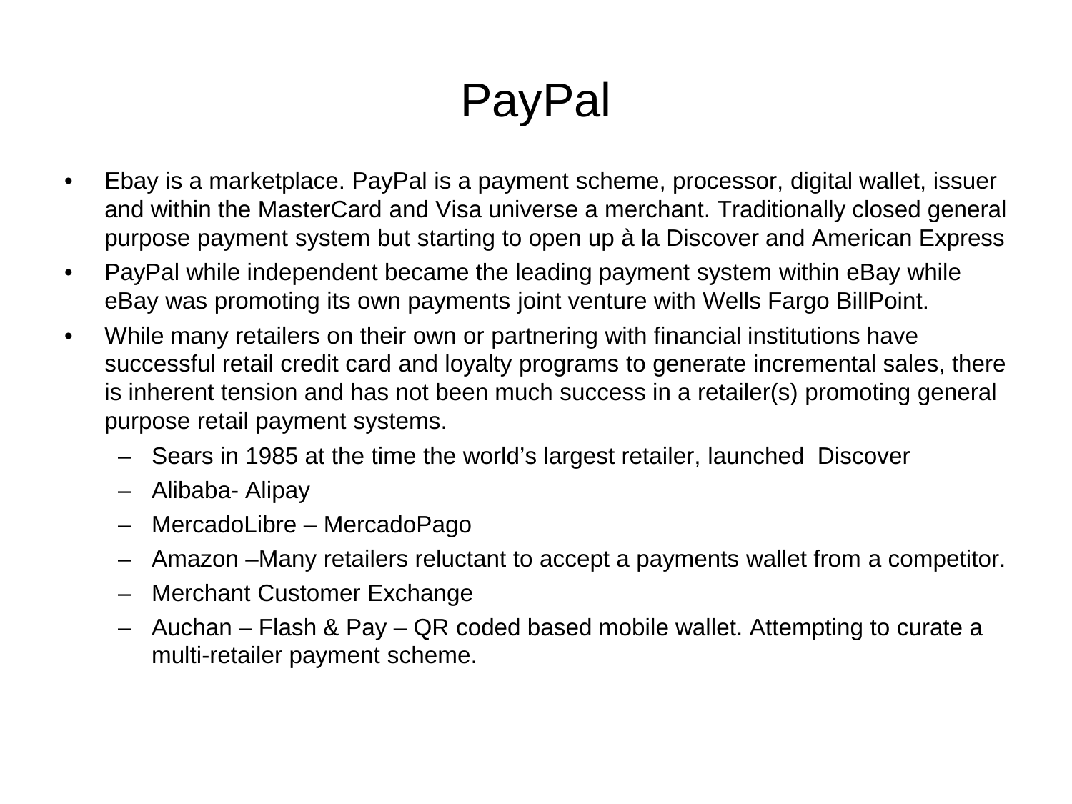# PayPal

- Ebay is a marketplace. PayPal is a payment scheme, processor, digital wallet, issuer and within the MasterCard and Visa universe a merchant. Traditionally closed general purpose payment system but starting to open up à la Discover and American Express
- PayPal while independent became the leading payment system within eBay while eBay was promoting its own payments joint venture with Wells Fargo BillPoint.
- While many retailers on their own or partnering with financial institutions have successful retail credit card and loyalty programs to generate incremental sales, there is inherent tension and has not been much success in a retailer(s) promoting general purpose retail payment systems.
  - Sears in 1985 at the time the world's largest retailer, launched Discover
  - Alibaba- Alipay
  - MercadoLibre – MercadoPago
  - Amazon –Many retailers reluctant to accept a payments wallet from a competitor.
  - Merchant Customer Exchange
  - Auchan – Flash & Pay – QR coded based mobile wallet. Attempting to curate a multi-retailer payment scheme.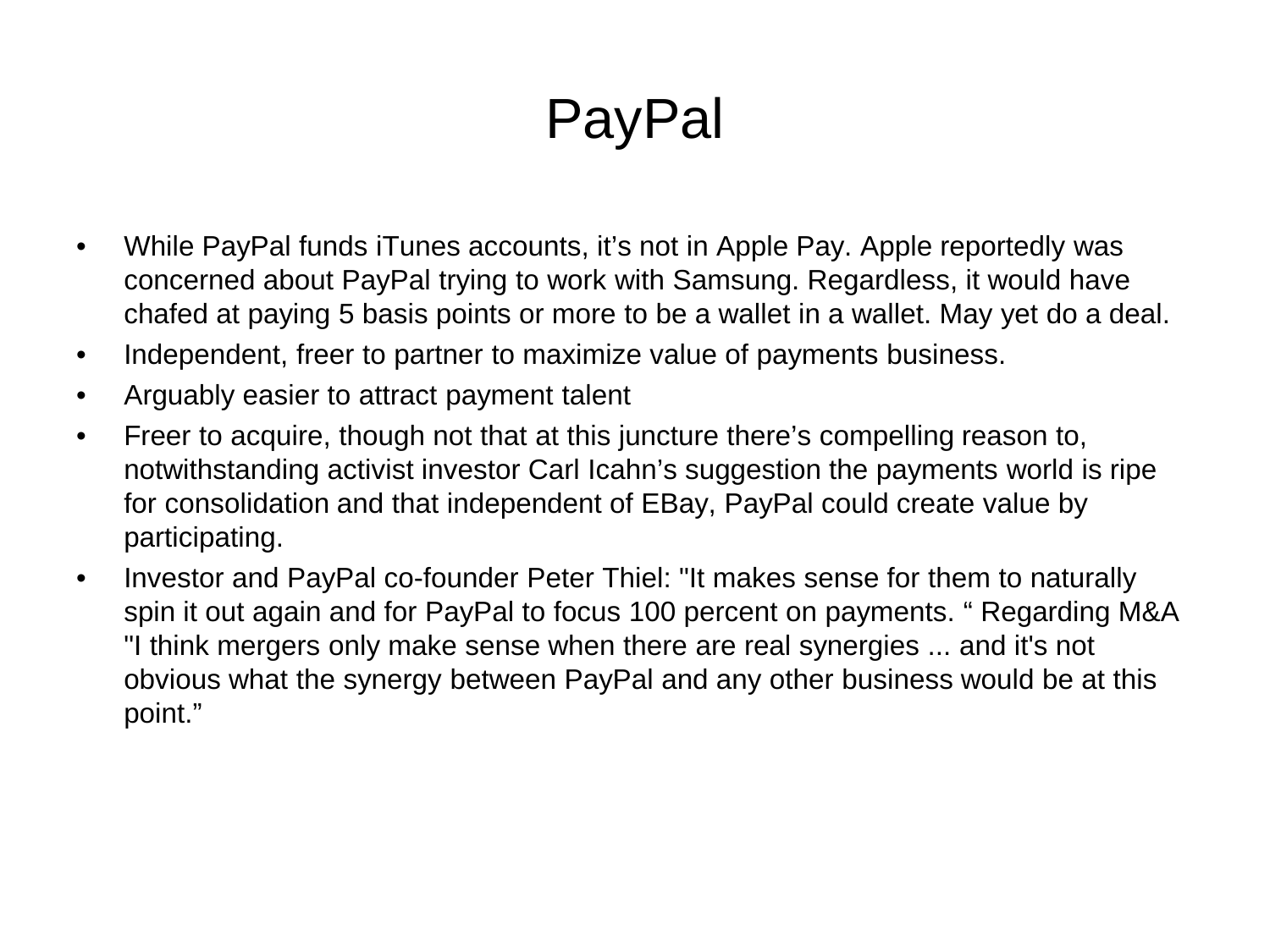# PayPal

- While PayPal funds iTunes accounts, it’s not in Apple Pay. Apple reportedly was concerned about PayPal trying to work with Samsung. Regardless, it would have chafed at paying 5 basis points or more to be a wallet in a wallet. May yet do a deal.
- Independent, freer to partner to maximize value of payments business.
- Arguably easier to attract payment talent
- Freer to acquire, though not that at this juncture there’s compelling reason to, notwithstanding activist investor Carl Icahn’s suggestion the payments world is ripe for consolidation and that independent of EBay, PayPal could create value by participating.
- Investor and PayPal co-founder Peter Thiel: "It makes sense for them to naturally spin it out again and for PayPal to focus 100 percent on payments. “ Regarding M&A "I think mergers only make sense when there are real synergies ... and it's not obvious what the synergy between PayPal and any other business would be at this point.”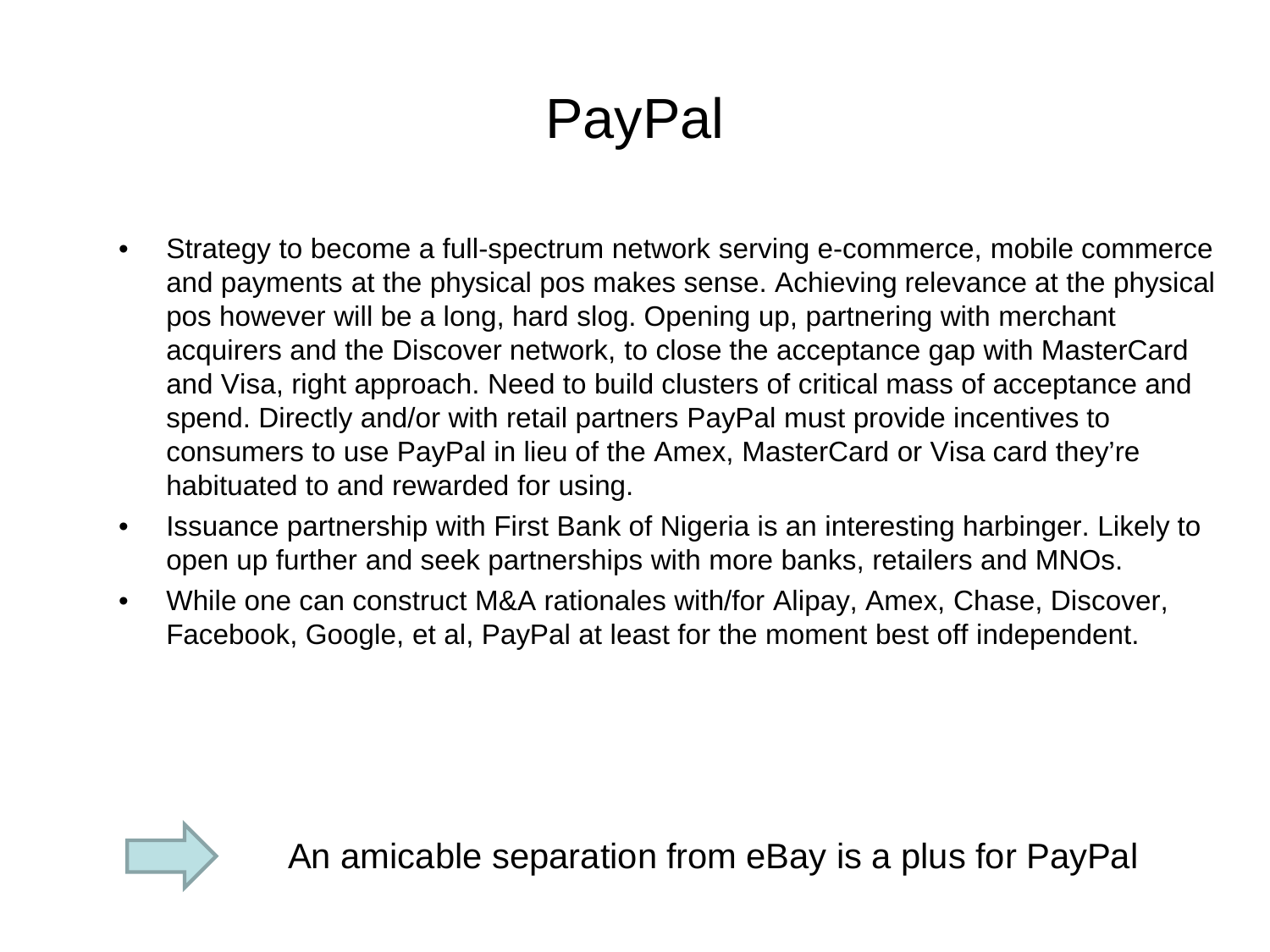# PayPal

- Strategy to become a full-spectrum network serving e-commerce, mobile commerce and payments at the physical pos makes sense. Achieving relevance at the physical pos however will be a long, hard slog. Opening up, partnering with merchant acquirers and the Discover network, to close the acceptance gap with MasterCard and Visa, right approach. Need to build clusters of critical mass of acceptance and spend. Directly and/or with retail partners PayPal must provide incentives to consumers to use PayPal in lieu of the Amex, MasterCard or Visa card they're habituated to and rewarded for using.
- Issuance partnership with First Bank of Nigeria is an interesting harbinger. Likely to open up further and seek partnerships with more banks, retailers and MNOs.
- While one can construct M&A rationales with/for Alipay, Amex, Chase, Discover, Facebook, Google, et al, PayPal at least for the moment best off independent.

An amicable separation from eBay is a plus for PayPal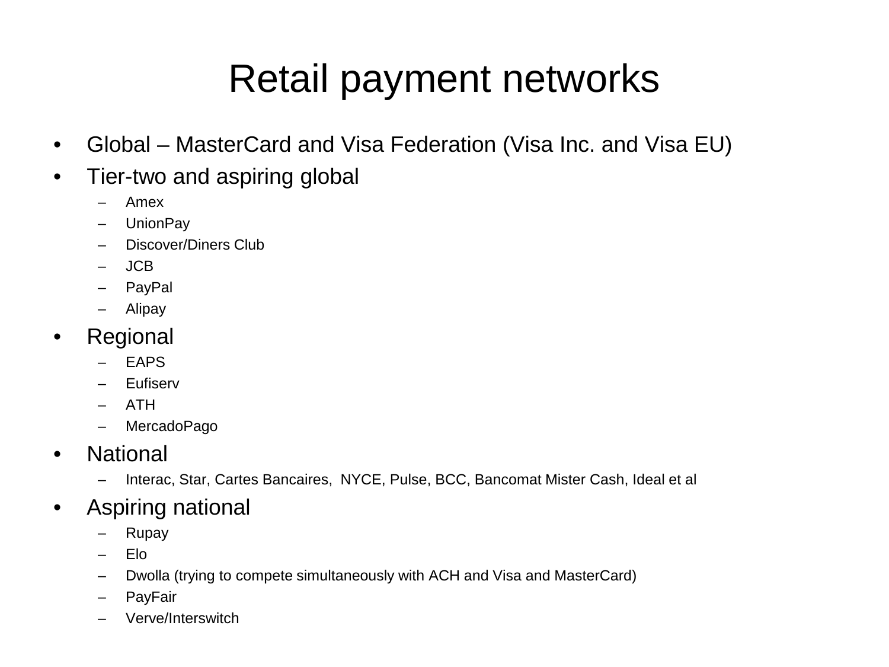# Retail payment networks

- Global – MasterCard and Visa Federation (Visa Inc. and Visa EU)
- Tier-two and aspiring global
  - Amex
  - UnionPay
  - Discover/Diners Club
  - JCB
  - PayPal
  - Alipay
- Regional
  - EAPS
  - Eufiserv
  - ATH
  - MercadoPago
- National
  - Interac, Star, Cartes Bancaires, NYCE, Pulse, BCC, Bancomat Mister Cash, Ideal et al
- Aspiring national
  - Rupay
  - Elo
  - Dwolla (trying to compete simultaneously with ACH and Visa and MasterCard)
  - PayFair
  - Verve/Interswitch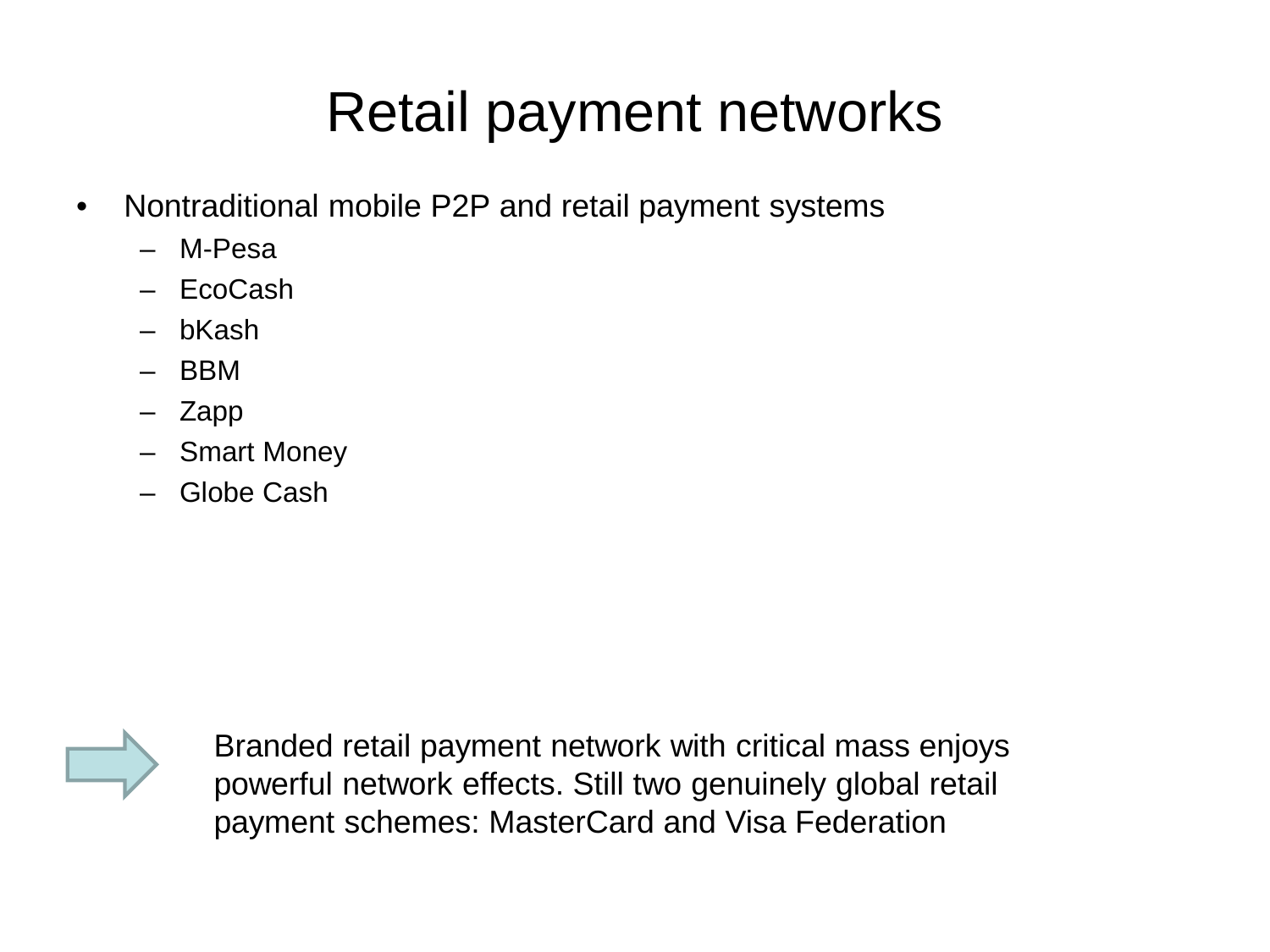# Retail payment networks

- Nontraditional mobile P2P and retail payment systems
  - M-Pesa
  - EcoCash
  - bKash
  - BBM
  - Zapp
  - Smart Money
  - Globe Cash

➡ Branded retail payment network with critical mass enjoys powerful network effects. Still two genuinely global retail payment schemes: MasterCard and Visa Federation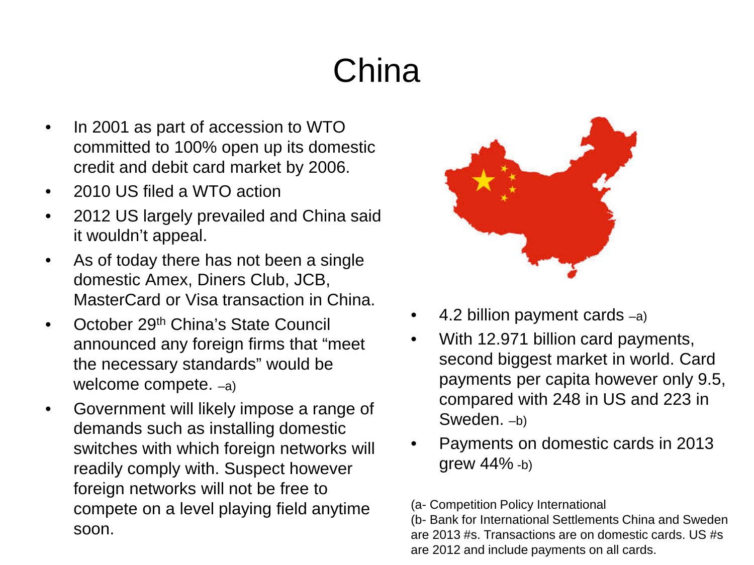# China

- In 2001 as part of accession to WTO committed to 100% open up its domestic credit and debit card market by 2006.
- 2010 US filed a WTO action
- 2012 US largely prevailed and China said it wouldn't appeal.
- As of today there has not been a single domestic Amex, Diners Club, JCB, MasterCard or Visa transaction in China.
- October 29th China's State Council announced any foreign firms that "meet the necessary standards" would be welcome compete. –a)
- Government will likely impose a range of demands such as installing domestic switches with which foreign networks will readily comply with. Suspect however foreign networks will not be free to compete on a level playing field anytime soon.

- 4.2 billion payment cards –a)
- With 12.971 billion card payments, second biggest market in world. Card payments per capita however only 9.5, compared with 248 in US and 223 in Sweden. –b)
- Payments on domestic cards in 2013 grew 44% -b)

(a- Competition Policy International
(b- Bank for International Settlements China and Sweden are 2013 #s. Transactions are on domestic cards. US #s are 2012 and include payments on all cards.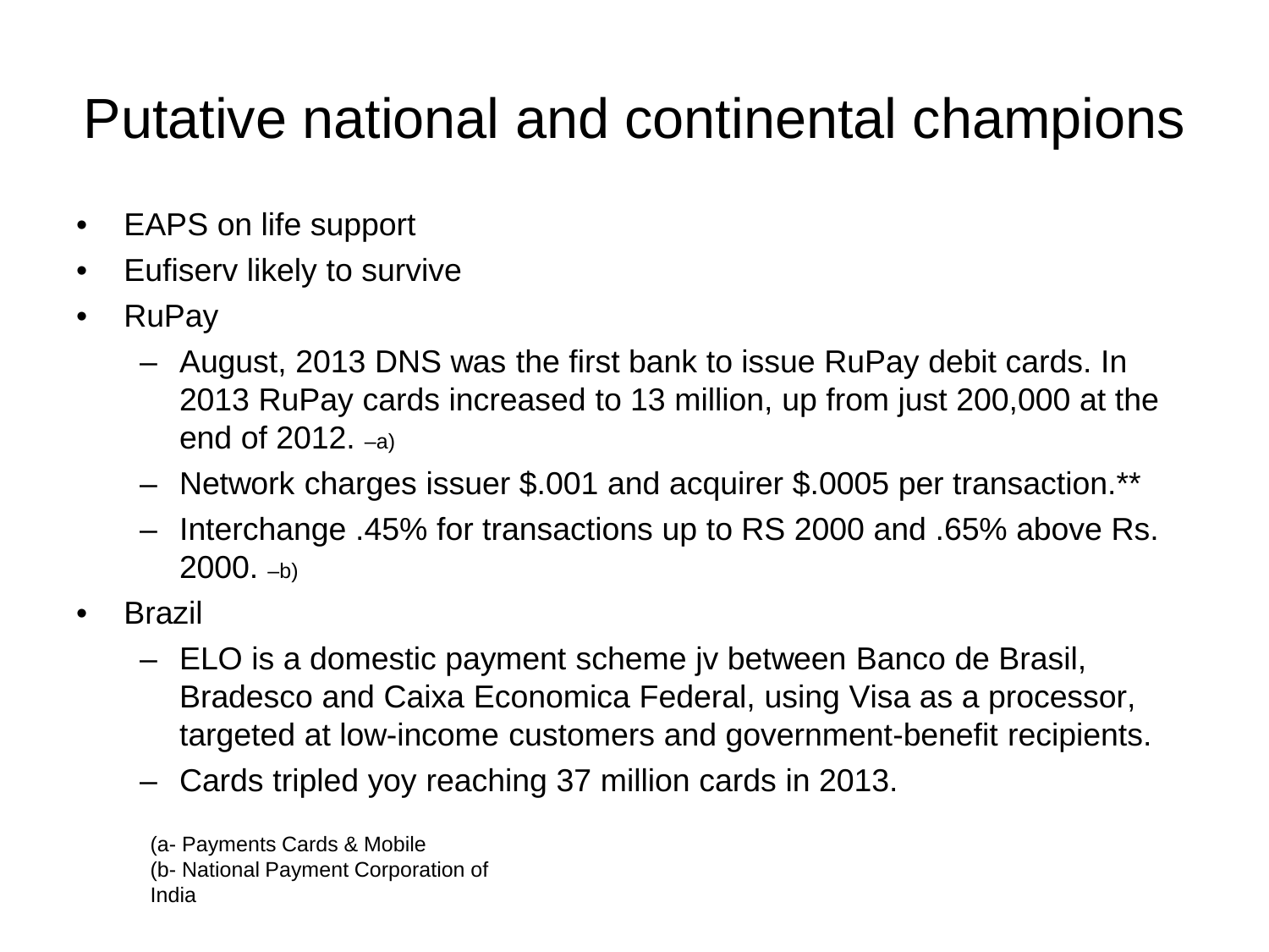# Putative national and continental champions

- EAPS on life support
- Eufiserv likely to survive
- RuPay
  - August, 2013 DNS was the first bank to issue RuPay debit cards. In 2013 RuPay cards increased to 13 million, up from just 200,000 at the end of 2012. –a)
  - Network charges issuer $.001 and acquirer $.0005 per transaction.**
  - Interchange .45% for transactions up to RS 2000 and .65% above Rs. 2000. –b)
- Brazil
  - ELO is a domestic payment scheme jv between Banco de Brasil, Bradesco and Caixa Economica Federal, using Visa as a processor, targeted at low-income customers and government-benefit recipients.
  - Cards tripled yoy reaching 37 million cards in 2013.

(a- Payments Cards & Mobile
(b- National Payment Corporation of India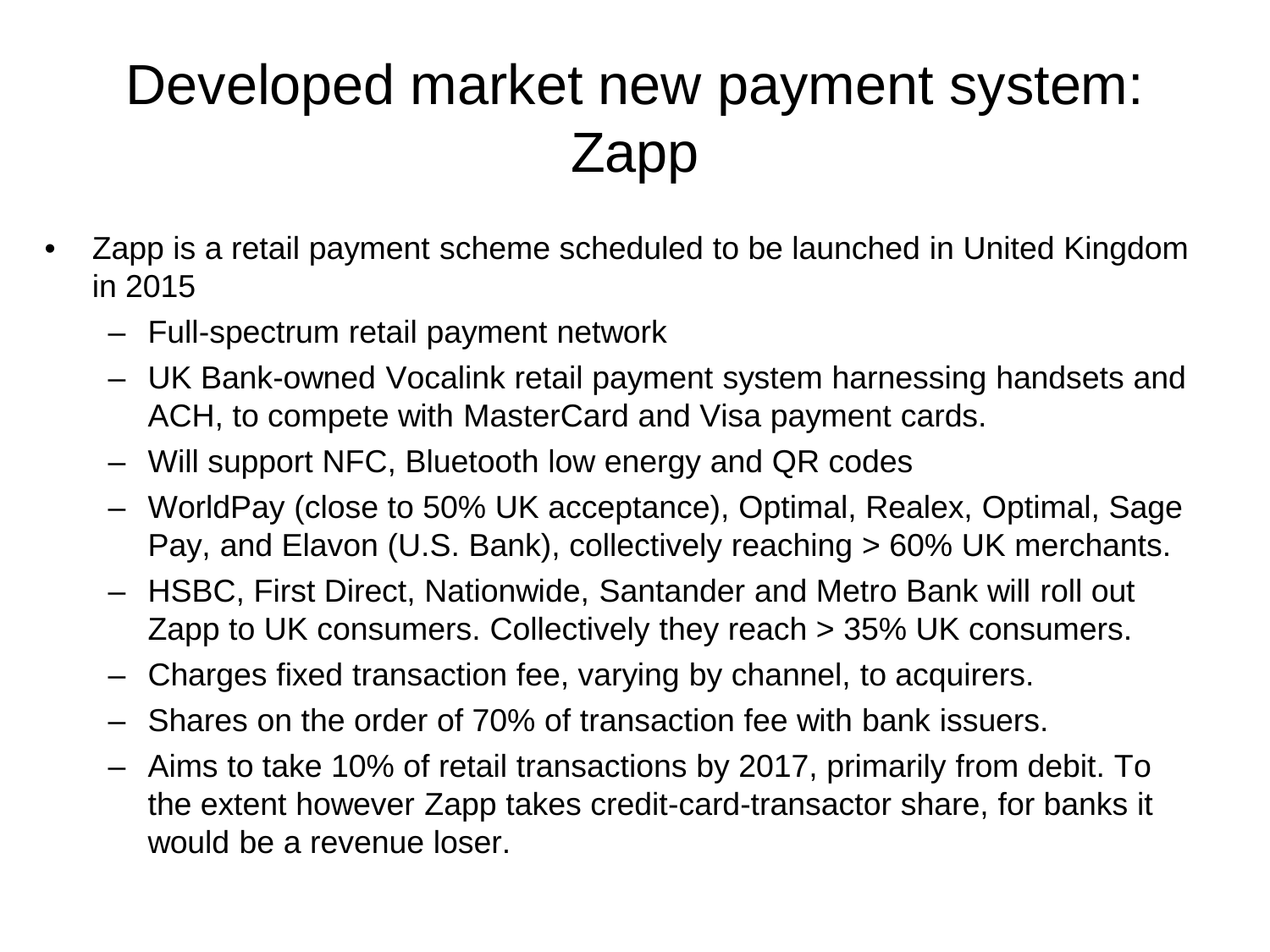# Developed market new payment system: Zapp

- Zapp is a retail payment scheme scheduled to be launched in United Kingdom in 2015
  - Full-spectrum retail payment network
  - UK Bank-owned Vocalink retail payment system harnessing handsets and ACH, to compete with MasterCard and Visa payment cards.
  - Will support NFC, Bluetooth low energy and QR codes
  - WorldPay (close to 50% UK acceptance), Optimal, Realex, Optimal, Sage Pay, and Elavon (U.S. Bank), collectively reaching > 60% UK merchants.
  - HSBC, First Direct, Nationwide, Santander and Metro Bank will roll out Zapp to UK consumers. Collectively they reach > 35% UK consumers.
  - Charges fixed transaction fee, varying by channel, to acquirers.
  - Shares on the order of 70% of transaction fee with bank issuers.
  - Aims to take 10% of retail transactions by 2017, primarily from debit. To the extent however Zapp takes credit-card-transactor share, for banks it would be a revenue loser.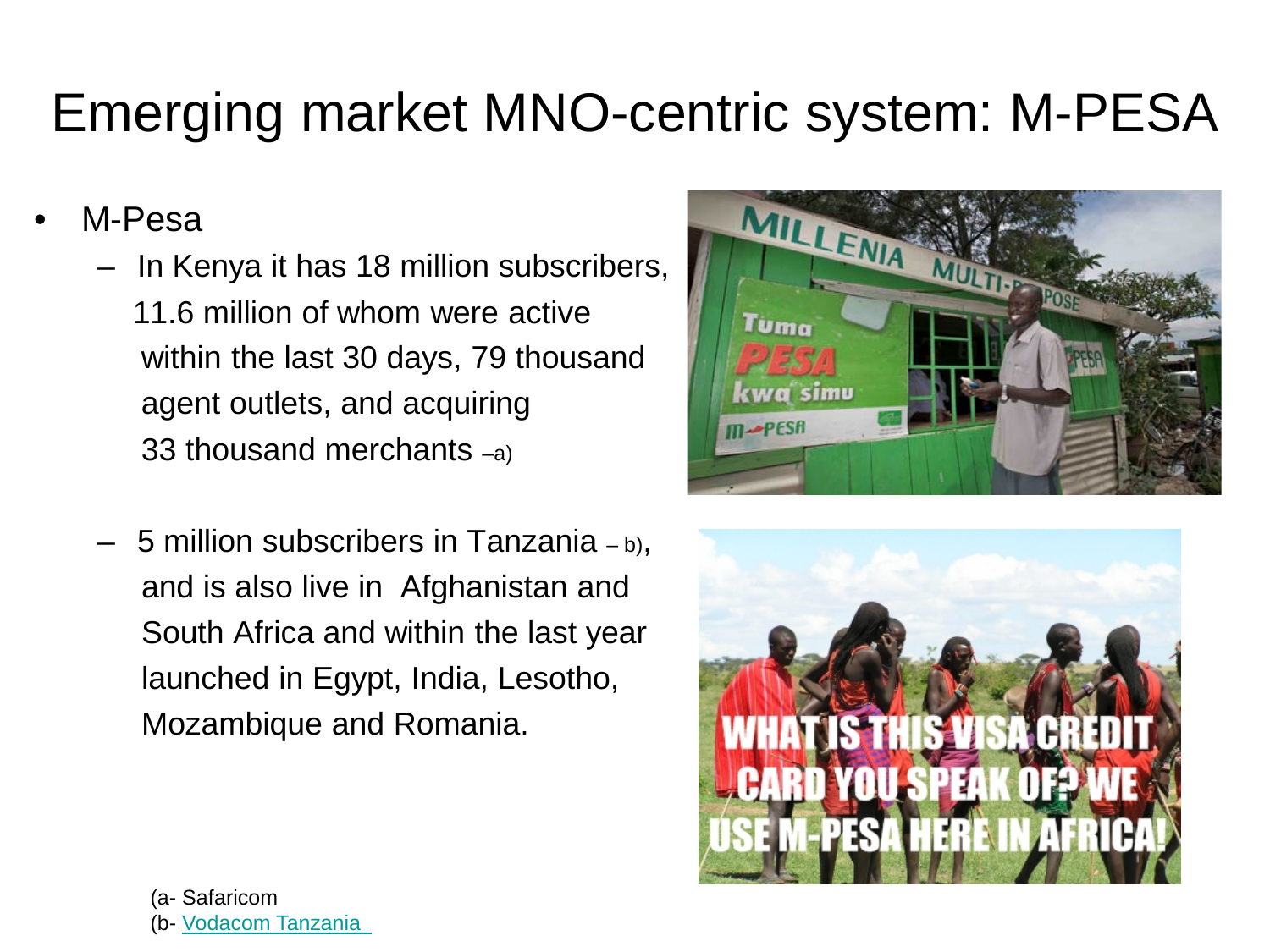# Emerging market MNO-centric system: M-PESA

- M-Pesa
  - In Kenya it has 18 million subscribers, 11.6 million of whom were active within the last 30 days, 79 thousand agent outlets, and acquiring 33 thousand merchants –a)
  - 5 million subscribers in Tanzania – b), and is also live in Afghanistan and South Africa and within the last year launched in Egypt, India, Lesotho, Mozambique and Romania.

(a- Safaricom
(b- Vodacom Tanzania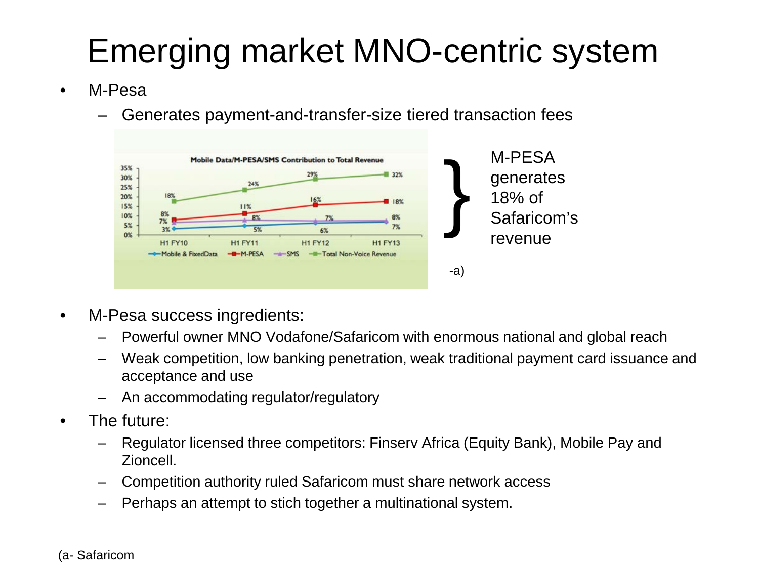# Emerging market MNO-centric system

- M-Pesa
  - Generates payment-and-transfer-size tiered transaction fees

**Mobile Data/M-PESA/SMS Contribution to Total Revenue**

| | H1 FY10 | H1 FY11 | H1 FY12 | H1 FY13 |
|---|---|---|---|---|
| Mobile & FixedData | 3% | 5% | 6% | 7% |
| M-PESA | 8% | 11% | 16% | 18% |
| SMS | 7% | 8% | 7% | 8% |
| Total Non-Voice Revenue | 18% | 24% | 29% | 32% |

} M-PESA generates 18% of Safaricom's revenue -a)

- M-Pesa success ingredients:
  - Powerful owner MNO Vodafone/Safaricom with enormous national and global reach
  - Weak competition, low banking penetration, weak traditional payment card issuance and acceptance and use
  - An accommodating regulator/regulatory
- The future:
  - Regulator licensed three competitors: Finserv Africa (Equity Bank), Mobile Pay and Zioncell.
  - Competition authority ruled Safaricom must share network access
  - Perhaps an attempt to stich together a multinational system.

(a- Safaricom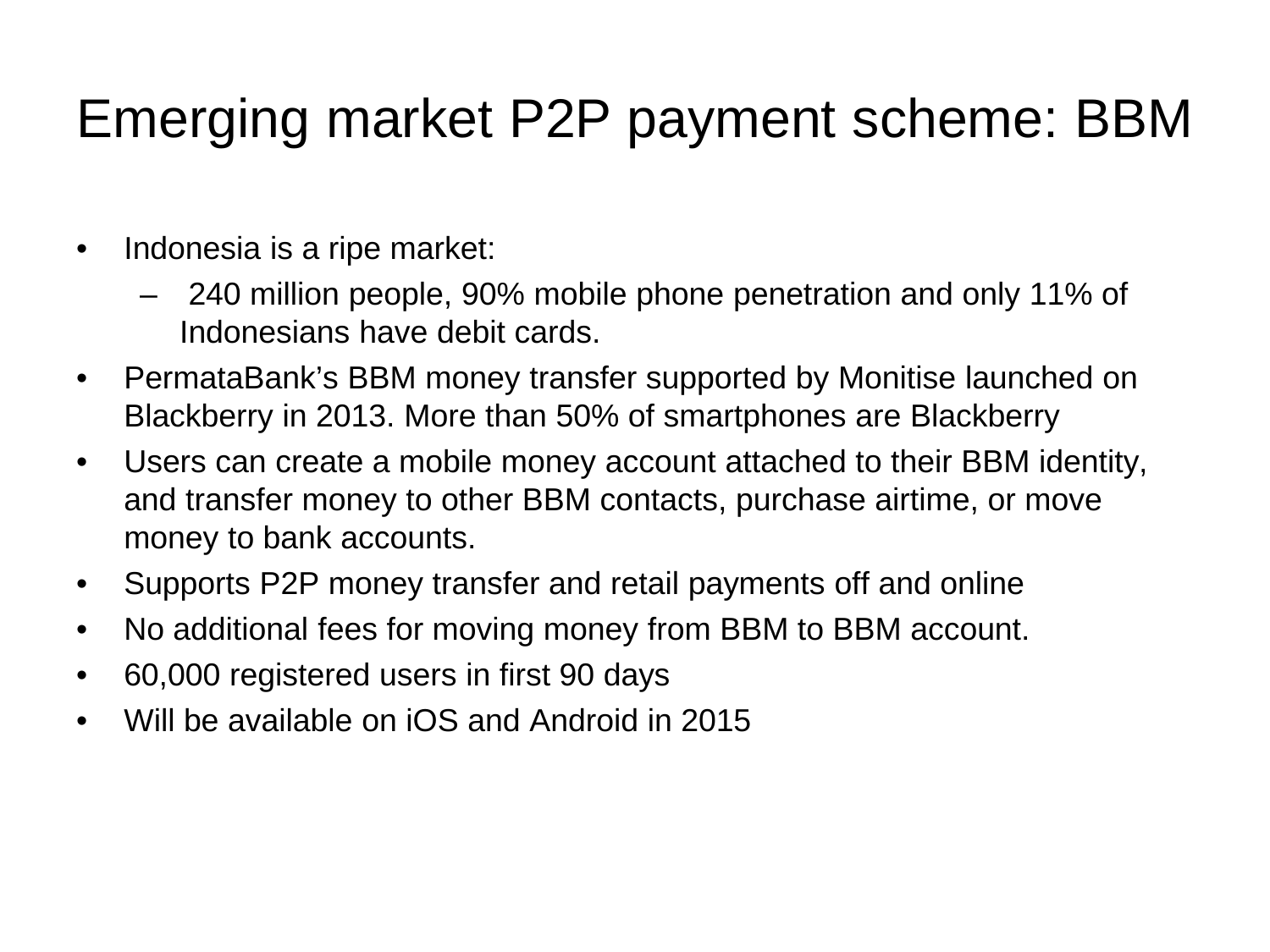# Emerging market P2P payment scheme: BBM

- Indonesia is a ripe market:
  - 240 million people, 90% mobile phone penetration and only 11% of Indonesians have debit cards.
- PermataBank's BBM money transfer supported by Monitise launched on Blackberry in 2013. More than 50% of smartphones are Blackberry
- Users can create a mobile money account attached to their BBM identity, and transfer money to other BBM contacts, purchase airtime, or move money to bank accounts.
- Supports P2P money transfer and retail payments off and online
- No additional fees for moving money from BBM to BBM account.
- 60,000 registered users in first 90 days
- Will be available on iOS and Android in 2015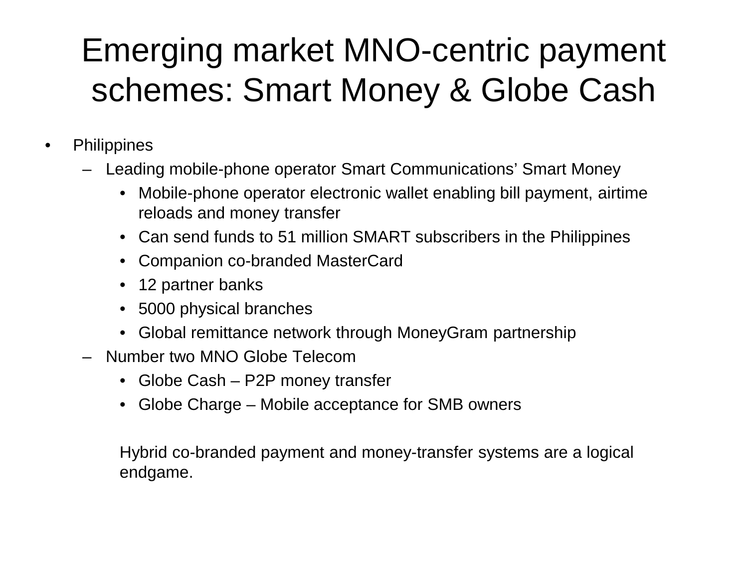# Emerging market MNO-centric payment schemes: Smart Money & Globe Cash

- Philippines
  - Leading mobile-phone operator Smart Communications' Smart Money
    - Mobile-phone operator electronic wallet enabling bill payment, airtime reloads and money transfer
    - Can send funds to 51 million SMART subscribers in the Philippines
    - Companion co-branded MasterCard
    - 12 partner banks
    - 5000 physical branches
    - Global remittance network through MoneyGram partnership
  - Number two MNO Globe Telecom
    - Globe Cash – P2P money transfer
    - Globe Charge – Mobile acceptance for SMB owners

Hybrid co-branded payment and money-transfer systems are a logical endgame.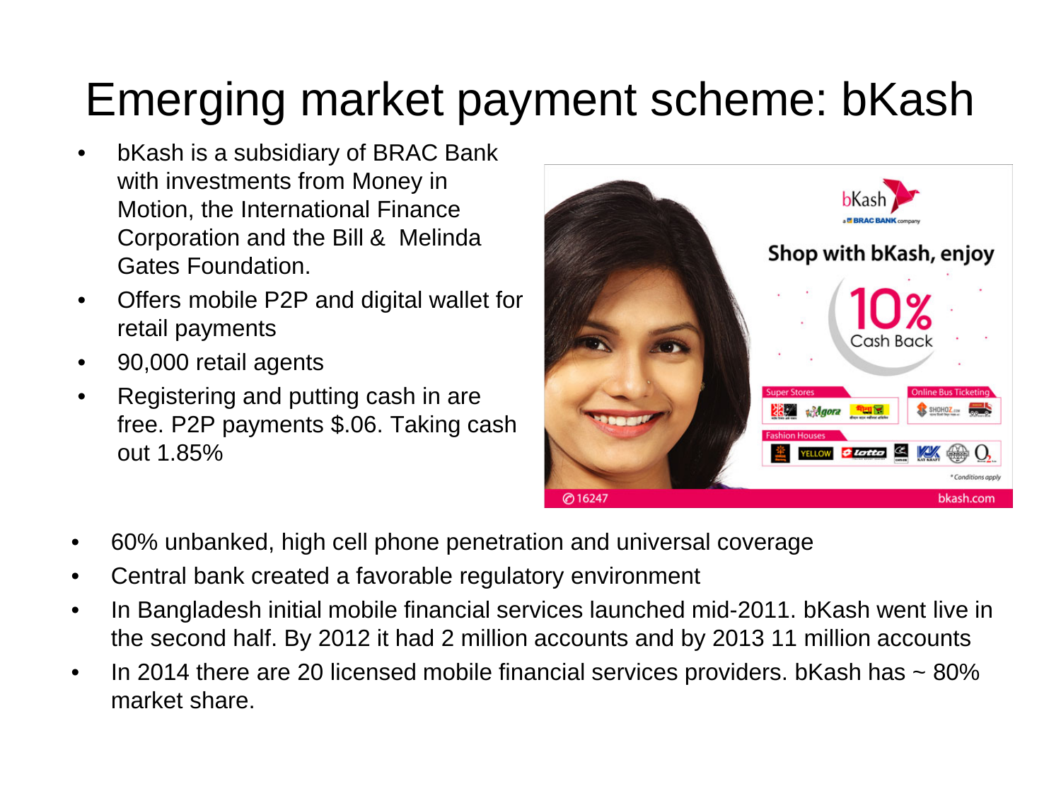# Emerging market payment scheme: bKash

- bKash is a subsidiary of BRAC Bank with investments from Money in Motion, the International Finance Corporation and the Bill & Melinda Gates Foundation.
- Offers mobile P2P and digital wallet for retail payments
- 90,000 retail agents
- Registering and putting cash in are free. P2P payments $.06. Taking cash out 1.85%

- 60% unbanked, high cell phone penetration and universal coverage
- Central bank created a favorable regulatory environment
- In Bangladesh initial mobile financial services launched mid-2011. bKash went live in the second half. By 2012 it had 2 million accounts and by 2013 11 million accounts
- In 2014 there are 20 licensed mobile financial services providers. bKash has ~ 80% market share.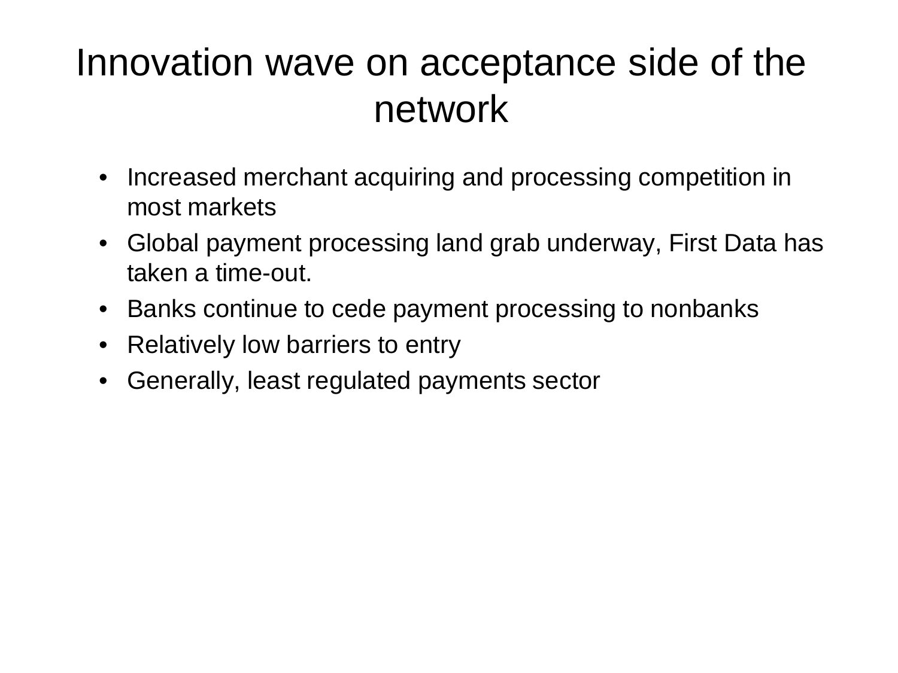# Innovation wave on acceptance side of the network

- Increased merchant acquiring and processing competition in most markets
- Global payment processing land grab underway, First Data has taken a time-out.
- Banks continue to cede payment processing to nonbanks
- Relatively low barriers to entry
- Generally, least regulated payments sector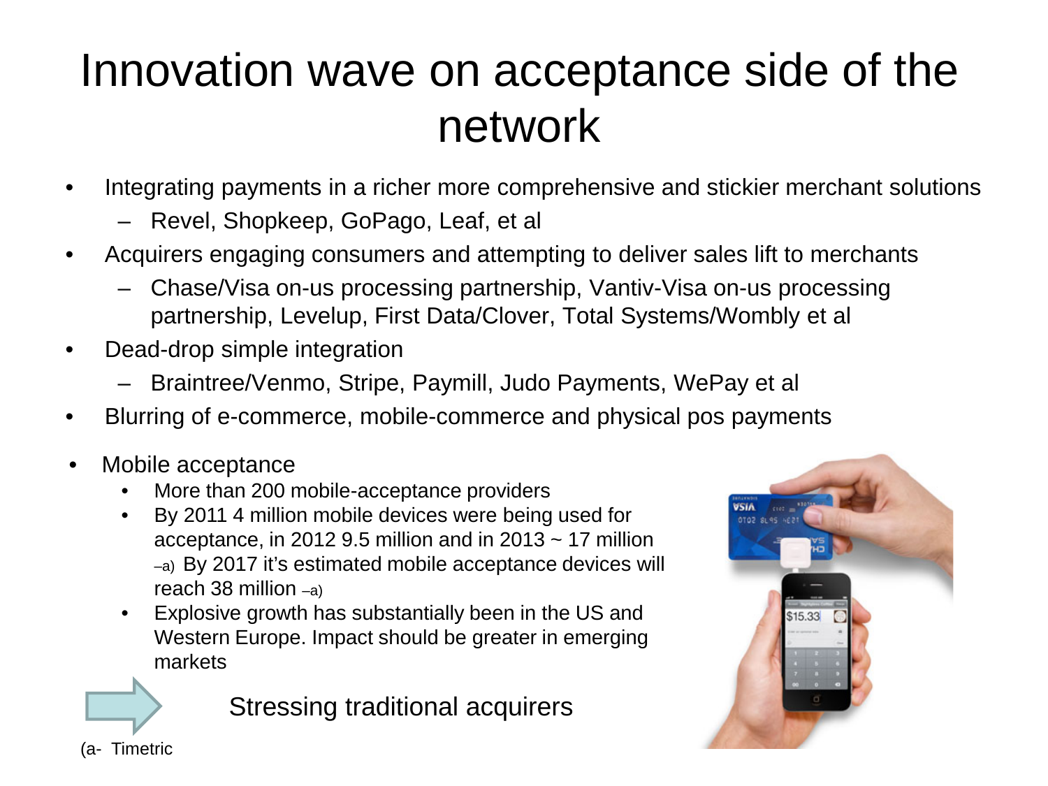# Innovation wave on acceptance side of the network

- Integrating payments in a richer more comprehensive and stickier merchant solutions
  - Revel, Shopkeep, GoPago, Leaf, et al
- Acquirers engaging consumers and attempting to deliver sales lift to merchants
  - Chase/Visa on-us processing partnership, Vantiv-Visa on-us processing partnership, Levelup, First Data/Clover, Total Systems/Wombly et al
- Dead-drop simple integration
  - Braintree/Venmo, Stripe, Paymill, Judo Payments, WePay et al
- Blurring of e-commerce, mobile-commerce and physical pos payments
- Mobile acceptance
  - More than 200 mobile-acceptance providers
  - By 2011 4 million mobile devices were being used for acceptance, in 2012 9.5 million and in 2013 ~ 17 million –a) By 2017 it's estimated mobile acceptance devices will reach 38 million –a)
  - Explosive growth has substantially been in the US and Western Europe. Impact should be greater in emerging markets

→ Stressing traditional acquirers

(a- Timetric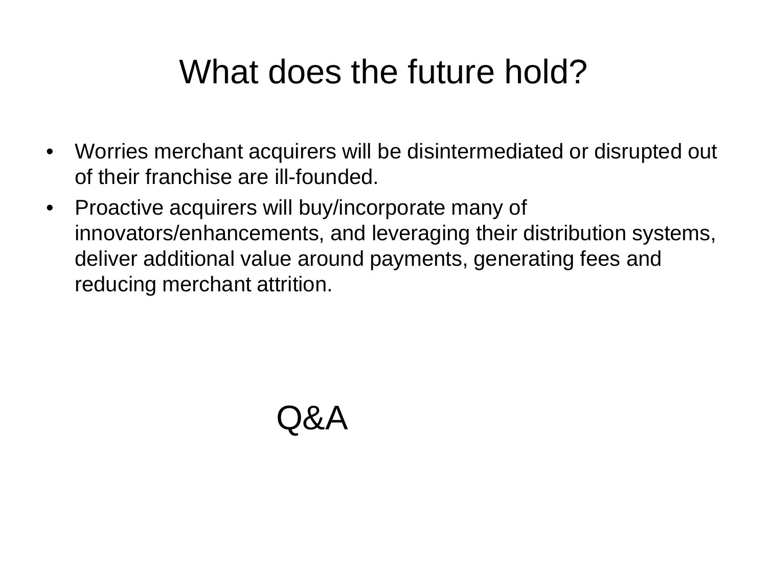# What does the future hold?

- Worries merchant acquirers will be disintermediated or disrupted out of their franchise are ill-founded.
- Proactive acquirers will buy/incorporate many of innovators/enhancements, and leveraging their distribution systems, deliver additional value around payments, generating fees and reducing merchant attrition.

Q&A